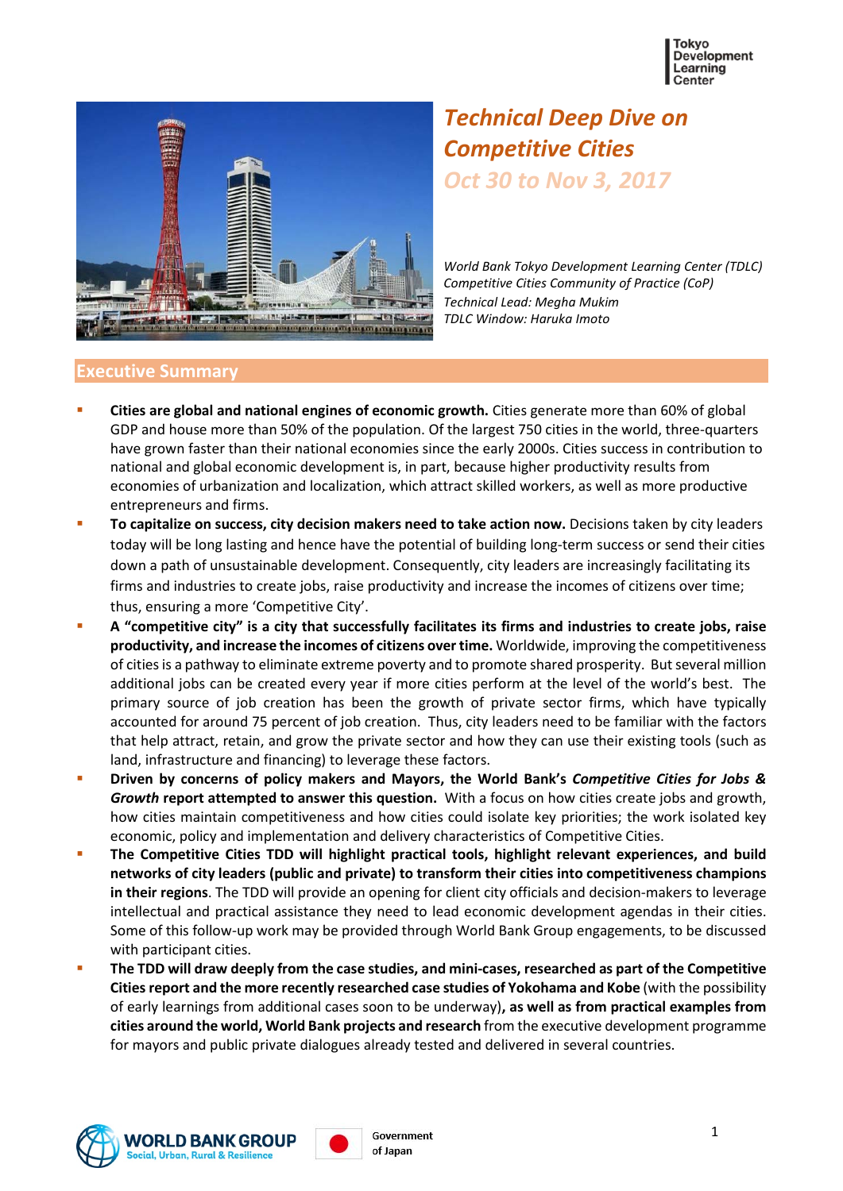# Technical Deep Dive on Competitive Cities

## Oct 30 to Nov 3, 2017

*World Bank Tokyo Development Learning Center (TDLC)*
*Competitive Cities Community of Practice (CoP)*
*Technical Lead: Megha Mukim*
*TDLC Window: Haruka Imoto*

## Executive Summary

- **Cities are global and national engines of economic growth.** Cities generate more than 60% of global GDP and house more than 50% of the population. Of the largest 750 cities in the world, three-quarters have grown faster than their national economies since the early 2000s. Cities success in contribution to national and global economic development is, in part, because higher productivity results from economies of urbanization and localization, which attract skilled workers, as well as more productive entrepreneurs and firms.
- **To capitalize on success, city decision makers need to take action now.** Decisions taken by city leaders today will be long lasting and hence have the potential of building long-term success or send their cities down a path of unsustainable development. Consequently, city leaders are increasingly facilitating its firms and industries to create jobs, raise productivity and increase the incomes of citizens over time; thus, ensuring a more 'Competitive City'.
- **A "competitive city" is a city that successfully facilitates its firms and industries to create jobs, raise productivity, and increase the incomes of citizens over time.** Worldwide, improving the competitiveness of cities is a pathway to eliminate extreme poverty and to promote shared prosperity. But several million additional jobs can be created every year if more cities perform at the level of the world's best. The primary source of job creation has been the growth of private sector firms, which have typically accounted for around 75 percent of job creation. Thus, city leaders need to be familiar with the factors that help attract, retain, and grow the private sector and how they can use their existing tools (such as land, infrastructure and financing) to leverage these factors.
- **Driven by concerns of policy makers and Mayors, the World Bank's *Competitive Cities for Jobs & Growth* report attempted to answer this question.** With a focus on how cities create jobs and growth, how cities maintain competitiveness and how cities could isolate key priorities; the work isolated key economic, policy and implementation and delivery characteristics of Competitive Cities.
- **The Competitive Cities TDD will highlight practical tools, highlight relevant experiences, and build networks of city leaders (public and private) to transform their cities into competitiveness champions in their regions**. The TDD will provide an opening for client city officials and decision-makers to leverage intellectual and practical assistance they need to lead economic development agendas in their cities. Some of this follow-up work may be provided through World Bank Group engagements, to be discussed with participant cities.
- **The TDD will draw deeply from the case studies, and mini-cases, researched as part of the Competitive Cities report and the more recently researched case studies of Yokohama and Kobe** (with the possibility of early learnings from additional cases soon to be underway)**, as well as from practical examples from cities around the world, World Bank projects and research** from the executive development programme for mayors and public private dialogues already tested and delivered in several countries.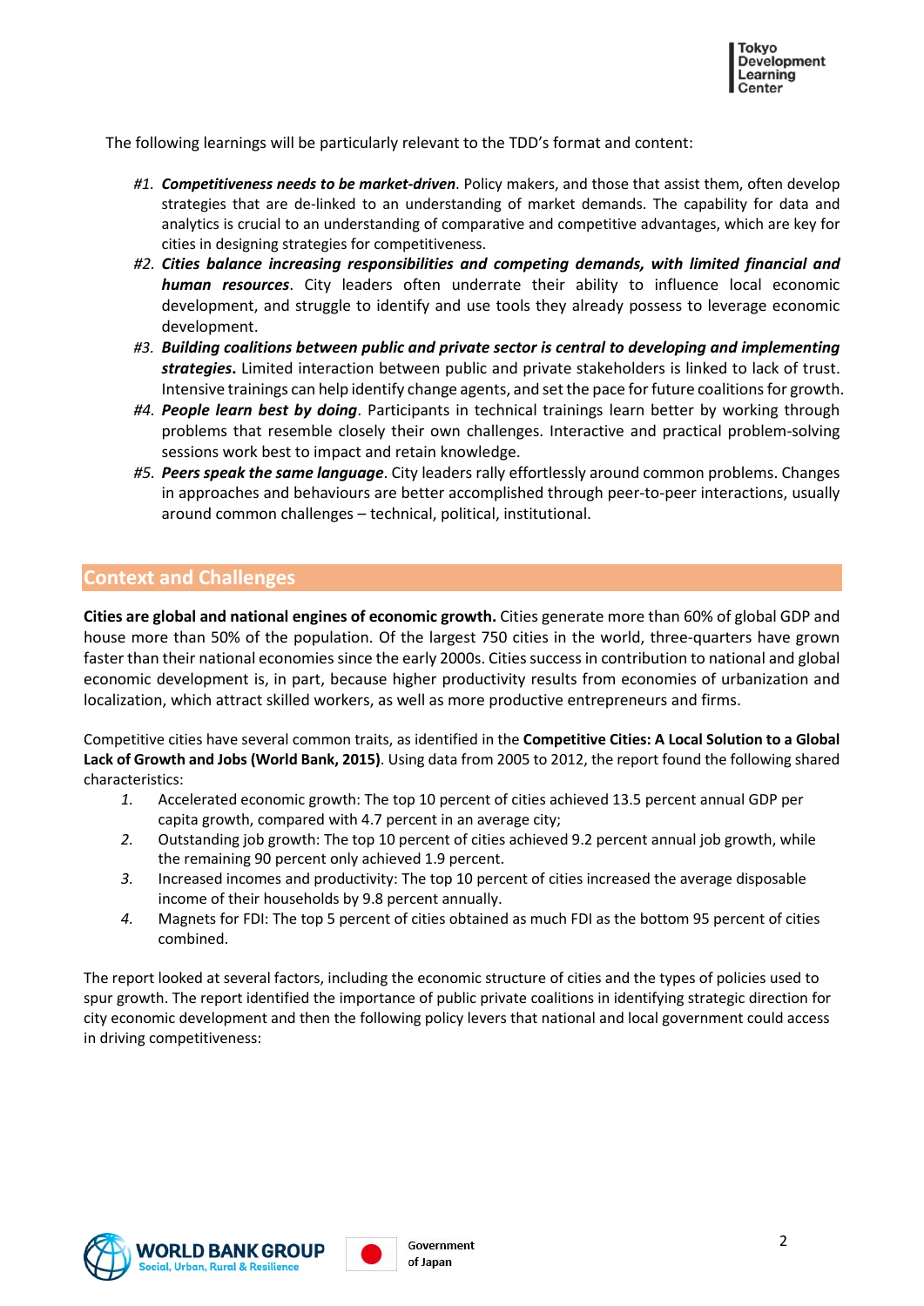The following learnings will be particularly relevant to the TDD's format and content:

- *#1.* ***Competitiveness needs to be market-driven***. Policy makers, and those that assist them, often develop strategies that are de-linked to an understanding of market demands. The capability for data and analytics is crucial to an understanding of comparative and competitive advantages, which are key for cities in designing strategies for competitiveness.
- *#2.* ***Cities balance increasing responsibilities and competing demands, with limited financial and human resources***. City leaders often underrate their ability to influence local economic development, and struggle to identify and use tools they already possess to leverage economic development.
- *#3.* ***Building coalitions between public and private sector is central to developing and implementing strategies***. Limited interaction between public and private stakeholders is linked to lack of trust. Intensive trainings can help identify change agents, and set the pace for future coalitions for growth.
- *#4.* ***People learn best by doing***. Participants in technical trainings learn better by working through problems that resemble closely their own challenges. Interactive and practical problem-solving sessions work best to impact and retain knowledge.
- *#5.* ***Peers speak the same language***. City leaders rally effortlessly around common problems. Changes in approaches and behaviours are better accomplished through peer-to-peer interactions, usually around common challenges – technical, political, institutional.

## Context and Challenges

**Cities are global and national engines of economic growth.** Cities generate more than 60% of global GDP and house more than 50% of the population. Of the largest 750 cities in the world, three-quarters have grown faster than their national economies since the early 2000s. Cities success in contribution to national and global economic development is, in part, because higher productivity results from economies of urbanization and localization, which attract skilled workers, as well as more productive entrepreneurs and firms.

Competitive cities have several common traits, as identified in the **Competitive Cities: A Local Solution to a Global Lack of Growth and Jobs (World Bank, 2015)**. Using data from 2005 to 2012, the report found the following shared characteristics:

1. Accelerated economic growth: The top 10 percent of cities achieved 13.5 percent annual GDP per capita growth, compared with 4.7 percent in an average city;
2. Outstanding job growth: The top 10 percent of cities achieved 9.2 percent annual job growth, while the remaining 90 percent only achieved 1.9 percent.
3. Increased incomes and productivity: The top 10 percent of cities increased the average disposable income of their households by 9.8 percent annually.
4. Magnets for FDI: The top 5 percent of cities obtained as much FDI as the bottom 95 percent of cities combined.

The report looked at several factors, including the economic structure of cities and the types of policies used to spur growth. The report identified the importance of public private coalitions in identifying strategic direction for city economic development and then the following policy levers that national and local government could access in driving competitiveness: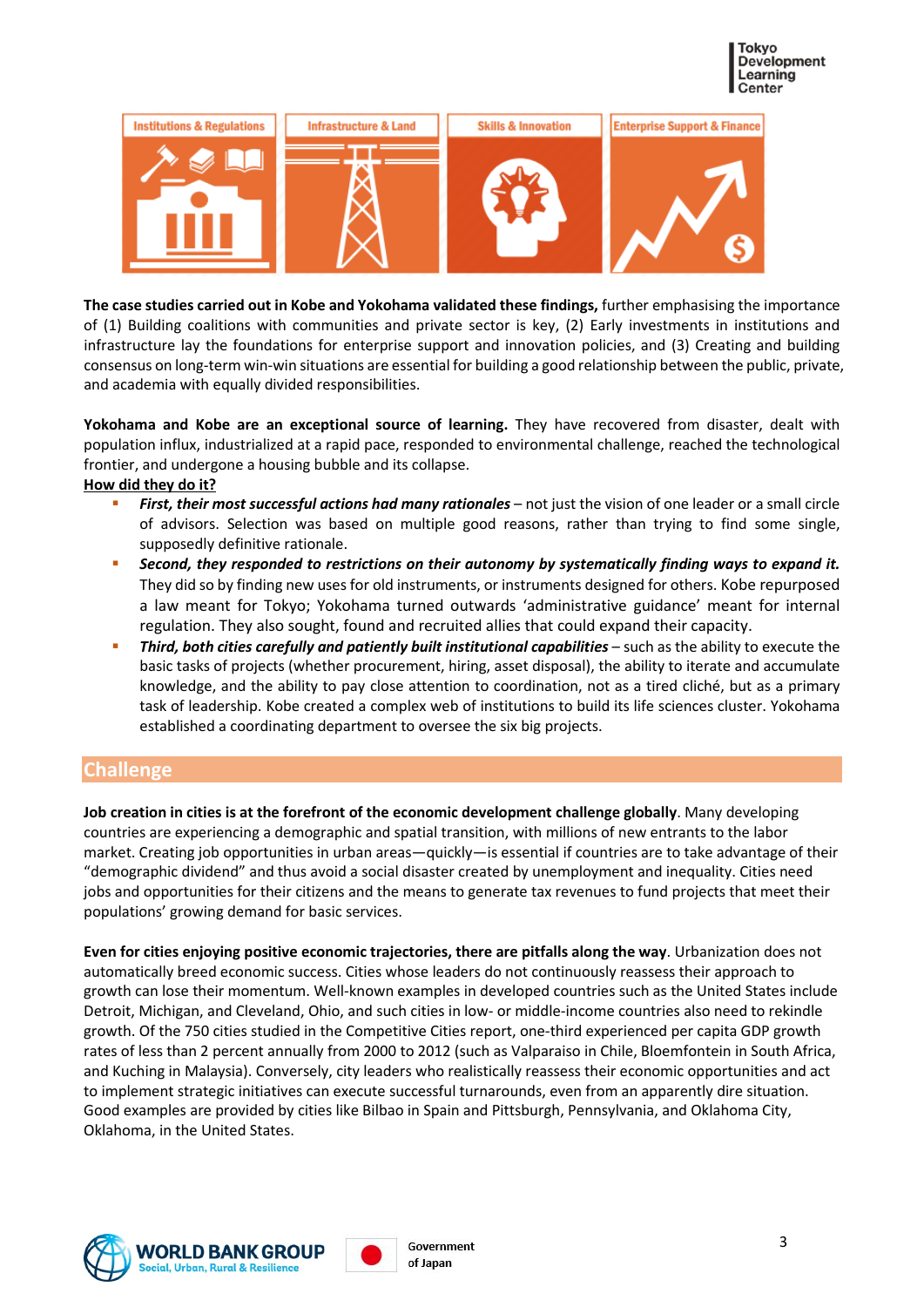Institutions & Regulations | Infrastructure & Land | Skills & Innovation | Enterprise Support & Finance

**The case studies carried out in Kobe and Yokohama validated these findings,** further emphasising the importance of (1) Building coalitions with communities and private sector is key, (2) Early investments in institutions and infrastructure lay the foundations for enterprise support and innovation policies, and (3) Creating and building consensus on long-term win-win situations are essential for building a good relationship between the public, private, and academia with equally divided responsibilities.

**Yokohama and Kobe are an exceptional source of learning.** They have recovered from disaster, dealt with population influx, industrialized at a rapid pace, responded to environmental challenge, reached the technological frontier, and undergone a housing bubble and its collapse.

**How did they do it?**

- ***First, their most successful actions had many rationales*** – not just the vision of one leader or a small circle of advisors. Selection was based on multiple good reasons, rather than trying to find some single, supposedly definitive rationale.
- ***Second, they responded to restrictions on their autonomy by systematically finding ways to expand it.*** They did so by finding new uses for old instruments, or instruments designed for others. Kobe repurposed a law meant for Tokyo; Yokohama turned outwards 'administrative guidance' meant for internal regulation. They also sought, found and recruited allies that could expand their capacity.
- ***Third, both cities carefully and patiently built institutional capabilities*** – such as the ability to execute the basic tasks of projects (whether procurement, hiring, asset disposal), the ability to iterate and accumulate knowledge, and the ability to pay close attention to coordination, not as a tired cliché, but as a primary task of leadership. Kobe created a complex web of institutions to build its life sciences cluster. Yokohama established a coordinating department to oversee the six big projects.

## Challenge

**Job creation in cities is at the forefront of the economic development challenge globally**. Many developing countries are experiencing a demographic and spatial transition, with millions of new entrants to the labor market. Creating job opportunities in urban areas—quickly—is essential if countries are to take advantage of their "demographic dividend" and thus avoid a social disaster created by unemployment and inequality. Cities need jobs and opportunities for their citizens and the means to generate tax revenues to fund projects that meet their populations' growing demand for basic services.

**Even for cities enjoying positive economic trajectories, there are pitfalls along the way**. Urbanization does not automatically breed economic success. Cities whose leaders do not continuously reassess their approach to growth can lose their momentum. Well-known examples in developed countries such as the United States include Detroit, Michigan, and Cleveland, Ohio, and such cities in low- or middle-income countries also need to rekindle growth. Of the 750 cities studied in the Competitive Cities report, one-third experienced per capita GDP growth rates of less than 2 percent annually from 2000 to 2012 (such as Valparaiso in Chile, Bloemfontein in South Africa, and Kuching in Malaysia). Conversely, city leaders who realistically reassess their economic opportunities and act to implement strategic initiatives can execute successful turnarounds, even from an apparently dire situation. Good examples are provided by cities like Bilbao in Spain and Pittsburgh, Pennsylvania, and Oklahoma City, Oklahoma, in the United States.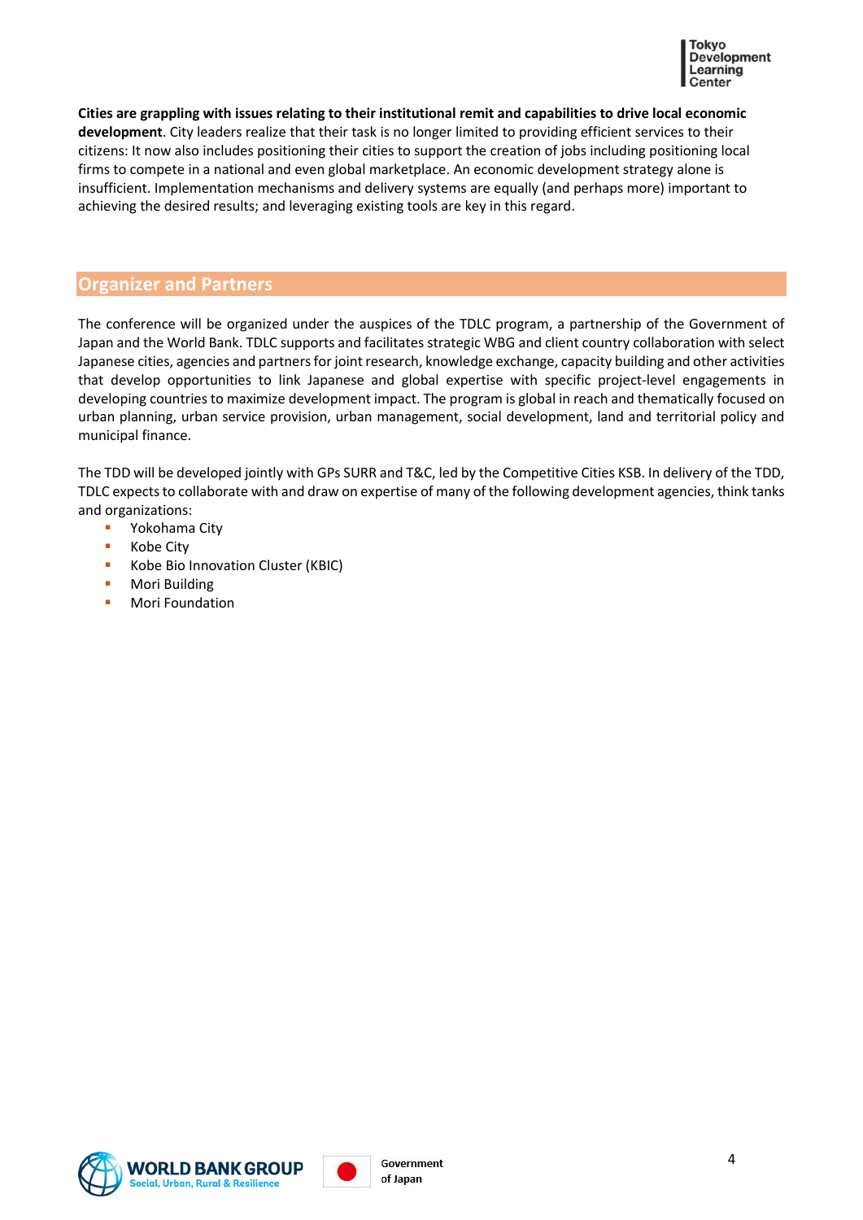**Cities are grappling with issues relating to their institutional remit and capabilities to drive local economic development**. City leaders realize that their task is no longer limited to providing efficient services to their citizens: It now also includes positioning their cities to support the creation of jobs including positioning local firms to compete in a national and even global marketplace. An economic development strategy alone is insufficient. Implementation mechanisms and delivery systems are equally (and perhaps more) important to achieving the desired results; and leveraging existing tools are key in this regard.

## Organizer and Partners

The conference will be organized under the auspices of the TDLC program, a partnership of the Government of Japan and the World Bank. TDLC supports and facilitates strategic WBG and client country collaboration with select Japanese cities, agencies and partners for joint research, knowledge exchange, capacity building and other activities that develop opportunities to link Japanese and global expertise with specific project-level engagements in developing countries to maximize development impact. The program is global in reach and thematically focused on urban planning, urban service provision, urban management, social development, land and territorial policy and municipal finance.

The TDD will be developed jointly with GPs SURR and T&C, led by the Competitive Cities KSB. In delivery of the TDD, TDLC expects to collaborate with and draw on expertise of many of the following development agencies, think tanks and organizations:

- Yokohama City
- Kobe City
- Kobe Bio Innovation Cluster (KBIC)
- Mori Building
- Mori Foundation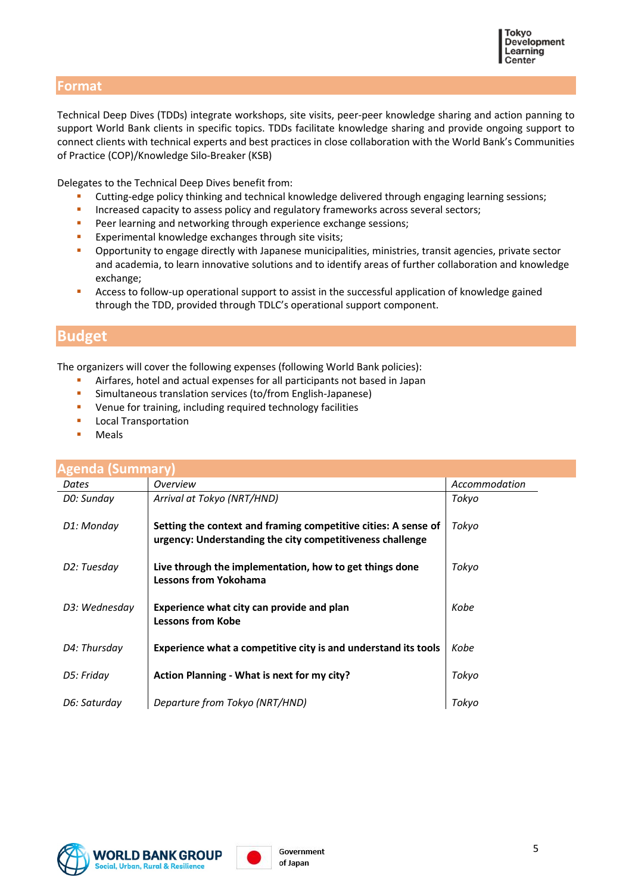## Format

Technical Deep Dives (TDDs) integrate workshops, site visits, peer-peer knowledge sharing and action panning to support World Bank clients in specific topics. TDDs facilitate knowledge sharing and provide ongoing support to connect clients with technical experts and best practices in close collaboration with the World Bank's Communities of Practice (COP)/Knowledge Silo-Breaker (KSB)

Delegates to the Technical Deep Dives benefit from:

- Cutting-edge policy thinking and technical knowledge delivered through engaging learning sessions;
- Increased capacity to assess policy and regulatory frameworks across several sectors;
- Peer learning and networking through experience exchange sessions;
- Experimental knowledge exchanges through site visits;
- Opportunity to engage directly with Japanese municipalities, ministries, transit agencies, private sector and academia, to learn innovative solutions and to identify areas of further collaboration and knowledge exchange;
- Access to follow-up operational support to assist in the successful application of knowledge gained through the TDD, provided through TDLC's operational support component.

## Budget

The organizers will cover the following expenses (following World Bank policies):

- Airfares, hotel and actual expenses for all participants not based in Japan
- Simultaneous translation services (to/from English-Japanese)
- Venue for training, including required technology facilities
- Local Transportation
- Meals

## Agenda (Summary)

| *Dates* | *Overview* | *Accommodation* |
|---|---|---|
| *D0: Sunday* | *Arrival at Tokyo (NRT/HND)* | *Tokyo* |
| *D1: Monday* | **Setting the context and framing competitive cities: A sense of urgency: Understanding the city competitiveness challenge** | *Tokyo* |
| *D2: Tuesday* | **Live through the implementation, how to get things done Lessons from Yokohama** | *Tokyo* |
| *D3: Wednesday* | **Experience what city can provide and plan Lessons from Kobe** | *Kobe* |
| *D4: Thursday* | **Experience what a competitive city is and understand its tools** | *Kobe* |
| *D5: Friday* | **Action Planning - What is next for my city?** | *Tokyo* |
| *D6: Saturday* | *Departure from Tokyo (NRT/HND)* | *Tokyo* |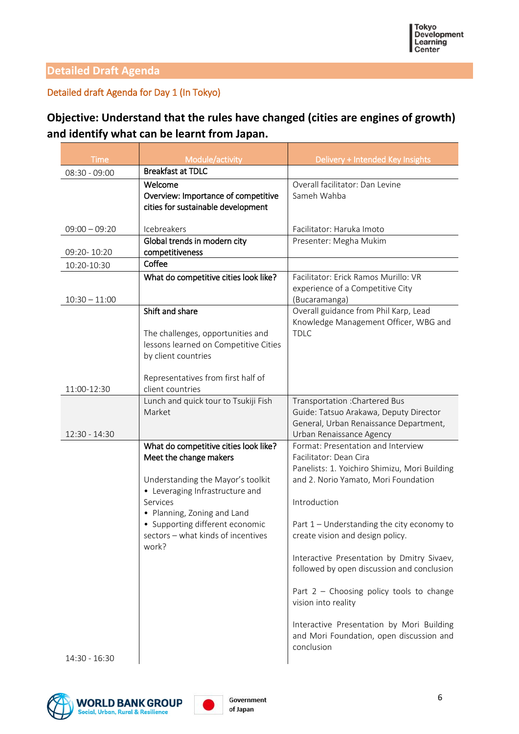## Detailed Draft Agenda

### Detailed draft Agenda for Day 1 (In Tokyo)

**Objective: Understand that the rules have changed (cities are engines of growth) and identify what can be learnt from Japan.**

| Time | Module/activity | Delivery + Intended Key Insights |
|---|---|---|
| 08:30 - 09:00 | Breakfast at TDLC | |
| | Welcome<br>Overview: Importance of competitive cities for sustainable development | Overall facilitator: Dan Levine<br>Sameh Wahba |
| 09:00 – 09:20 | Icebreakers | Facilitator: Haruka Imoto |
| 09:20- 10:20 | Global trends in modern city competitiveness | Presenter: Megha Mukim |
| 10:20-10:30 | Coffee | |
| 10:30 – 11:00 | What do competitive cities look like? | Facilitator: Erick Ramos Murillo: VR experience of a Competitive City (Bucaramanga) |
| 11:00-12:30 | Shift and share<br><br>The challenges, opportunities and lessons learned on Competitive Cities by client countries<br><br>Representatives from first half of client countries | Overall guidance from Phil Karp, Lead Knowledge Management Officer, WBG and TDLC |
| 12:30 - 14:30 | Lunch and quick tour to Tsukiji Fish Market | Transportation :Chartered Bus<br>Guide: Tatsuo Arakawa, Deputy Director General, Urban Renaissance Department, Urban Renaissance Agency |
| 14:30 - 16:30 | What do competitive cities look like? Meet the change makers<br><br>Understanding the Mayor's toolkit<br>• Leveraging Infrastructure and Services<br>• Planning, Zoning and Land<br>• Supporting different economic sectors – what kinds of incentives work? | Format: Presentation and Interview<br>Facilitator: Dean Cira<br>Panelists: 1. Yoichiro Shimizu, Mori Building and 2. Norio Yamato, Mori Foundation<br><br>Introduction<br><br>Part 1 – Understanding the city economy to create vision and design policy.<br><br>Interactive Presentation by Dmitry Sivaev, followed by open discussion and conclusion<br><br>Part 2 – Choosing policy tools to change vision into reality<br><br>Interactive Presentation by Mori Building and Mori Foundation, open discussion and conclusion |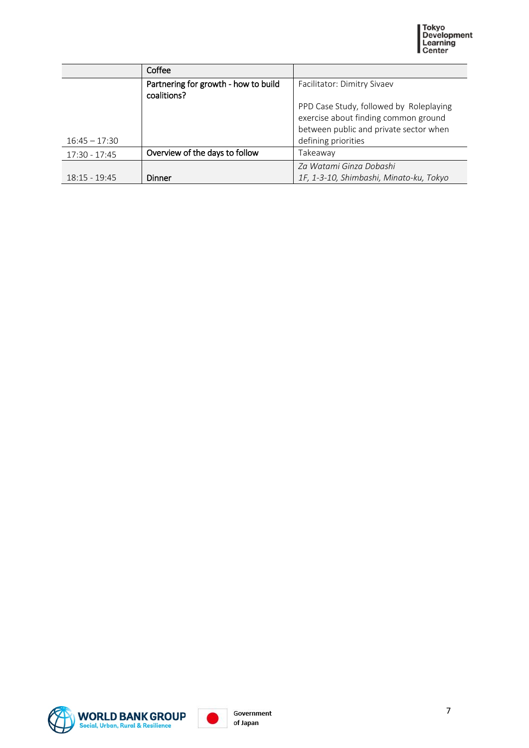| | Coffee | |
|---|---|---|
| 16:45 – 17:30 | Partnering for growth - how to build coalitions? | Facilitator: Dimitry Sivaev<br><br>PPD Case Study, followed by Roleplaying exercise about finding common ground between public and private sector when defining priorities |
| 17:30 - 17:45 | Overview of the days to follow | Takeaway |
| 18:15 - 19:45 | Dinner | *Za Watami Ginza Dobashi*<br>*1F, 1-3-10, Shimbashi, Minato-ku, Tokyo* |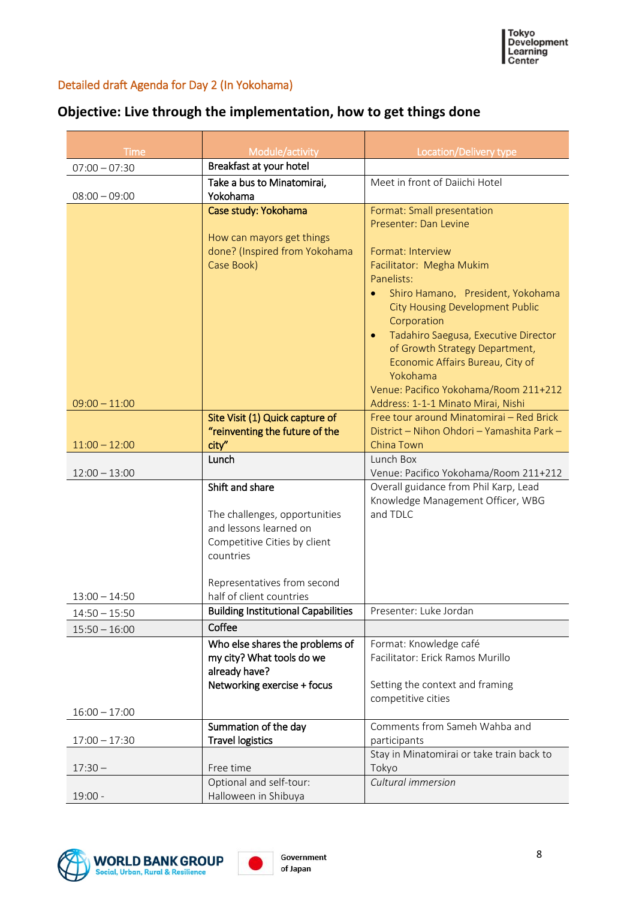Detailed draft Agenda for Day 2 (In Yokohama)

## Objective: Live through the implementation, how to get things done

| Time | Module/activity | Location/Delivery type |
|---|---|---|
| 07:00 – 07:30 | **Breakfast at your hotel** | |
| 08:00 – 09:00 | **Take a bus to Minatomirai, Yokohama** | Meet in front of Daiichi Hotel |
| 09:00 – 11:00 | **Case study: Yokohama**<br><br>How can mayors get things done? (Inspired from Yokohama Case Book) | Format: Small presentation<br>Presenter: Dan Levine<br><br>Format: Interview<br>Facilitator: Megha Mukim<br>Panelists:<br>• Shiro Hamano, President, Yokohama City Housing Development Public Corporation<br>• Tadahiro Saegusa, Executive Director of Growth Strategy Department, Economic Affairs Bureau, City of Yokohama<br>Venue: Pacifico Yokohama/Room 211+212<br>Address: 1-1-1 Minato Mirai, Nishi |
| 11:00 – 12:00 | **Site Visit (1) Quick capture of "reinventing the future of the city"** | Free tour around Minatomirai – Red Brick District – Nihon Ohdori – Yamashita Park – China Town |
| 12:00 – 13:00 | **Lunch** | Lunch Box<br>Venue: Pacifico Yokohama/Room 211+212 |
| 13:00 – 14:50 | **Shift and share**<br><br>The challenges, opportunities and lessons learned on Competitive Cities by client countries<br><br>Representatives from second half of client countries | Overall guidance from Phil Karp, Lead Knowledge Management Officer, WBG and TDLC |
| 14:50 – 15:50 | **Building Institutional Capabilities** | Presenter: Luke Jordan |
| 15:50 – 16:00 | **Coffee** | |
| 16:00 – 17:00 | **Who else shares the problems of my city? What tools do we already have?**<br>**Networking exercise + focus** | Format: Knowledge café<br>Facilitator: Erick Ramos Murillo<br><br>Setting the context and framing competitive cities |
| 17:00 – 17:30 | **Summation of the day**<br>**Travel logistics** | Comments from Sameh Wahba and participants |
| 17:30 – | Free time | Stay in Minatomirai or take train back to Tokyo |
| 19:00 - | Optional and self-tour: Halloween in Shibuya | *Cultural immersion* |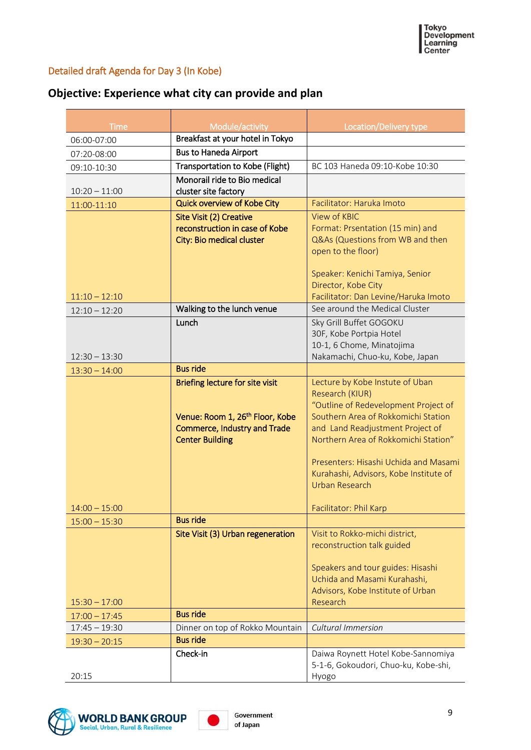Detailed draft Agenda for Day 3 (In Kobe)

## Objective: Experience what city can provide and plan

| Time | Module/activity | Location/Delivery type |
|---|---|---|
| 06:00-07:00 | Breakfast at your hotel in Tokyo | |
| 07:20-08:00 | Bus to Haneda Airport | |
| 09:10-10:30 | Transportation to Kobe (Flight) | BC 103 Haneda 09:10-Kobe 10:30 |
| 10:20 – 11:00 | Monorail ride to Bio medical cluster site factory | |
| 11:00-11:10 | Quick overview of Kobe City | Facilitator: Haruka Imoto |
| 11:10 – 12:10 | Site Visit (2) Creative reconstruction in case of Kobe City: Bio medical cluster | View of KBIC<br>Format: Prsentation (15 min) and Q&As (Questions from WB and then open to the floor)<br><br>Speaker: Kenichi Tamiya, Senior Director, Kobe City<br>Facilitator: Dan Levine/Haruka Imoto |
| 12:10 – 12:20 | Walking to the lunch venue | See around the Medical Cluster |
| 12:30 – 13:30 | Lunch | Sky Grill Buffet GOGOKU<br>30F, Kobe Portpia Hotel<br>10-1, 6 Chome, Minatojima Nakamachi, Chuo-ku, Kobe, Japan |
| 13:30 – 14:00 | Bus ride | |
| 14:00 – 15:00 | Briefing lecture for site visit<br><br>Venue: Room 1, 26th Floor, Kobe Commerce, Industry and Trade Center Building | Lecture by Kobe Instute of Uban Research (KIUR)<br>"Outline of Redevelopment Project of Southern Area of Rokkomichi Station and Land Readjustment Project of Northern Area of Rokkomichi Station"<br><br>Presenters: Hisashi Uchida and Masami Kurahashi, Advisors, Kobe Institute of Urban Research<br><br>Facilitator: Phil Karp |
| 15:00 – 15:30 | Bus ride | |
| 15:30 – 17:00 | Site Visit (3) Urban regeneration | Visit to Rokko-michi district, reconstruction talk guided<br><br>Speakers and tour guides: Hisashi Uchida and Masami Kurahashi, Advisors, Kobe Institute of Urban Research |
| 17:00 – 17:45 | Bus ride | |
| 17:45 – 19:30 | Dinner on top of Rokko Mountain | *Cultural Immersion* |
| 19:30 – 20:15 | Bus ride | |
| 20:15 | Check-in | Daiwa Roynett Hotel Kobe-Sannomiya<br>5-1-6, Gokoudori, Chuo-ku, Kobe-shi, Hyogo |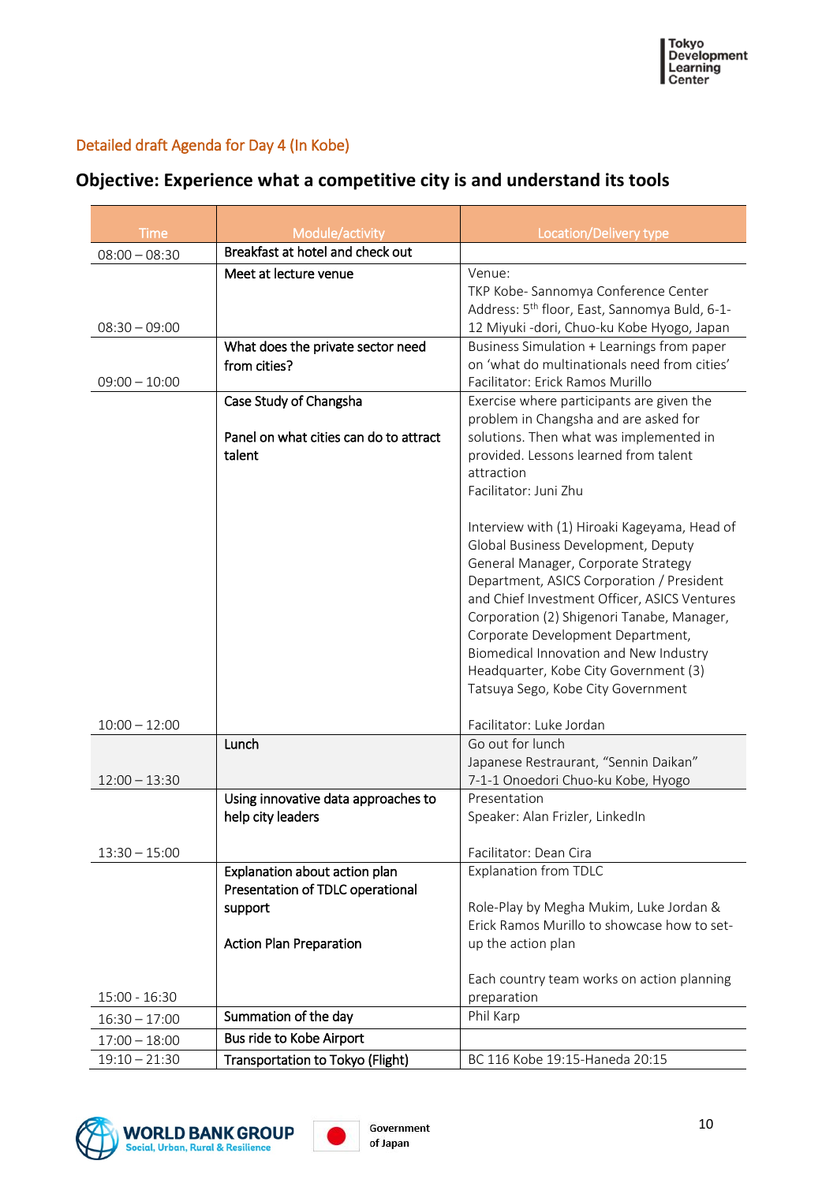## Detailed draft Agenda for Day 4 (In Kobe)

# Objective: Experience what a competitive city is and understand its tools

| Time | Module/activity | Location/Delivery type |
|---|---|---|
| 08:00 – 08:30 | Breakfast at hotel and check out | |
| 08:30 – 09:00 | Meet at lecture venue | Venue:<br>TKP Kobe- Sannomya Conference Center<br>Address: 5th floor, East, Sannomya Buld, 6-1-12 Miyuki -dori, Chuo-ku Kobe Hyogo, Japan |
| 09:00 – 10:00 | What does the private sector need from cities? | Business Simulation + Learnings from paper on 'what do multinationals need from cities'<br>Facilitator: Erick Ramos Murillo |
| 10:00 – 12:00 | Case Study of Changsha<br><br>Panel on what cities can do to attract talent | Exercise where participants are given the problem in Changsha and are asked for solutions. Then what was implemented in provided. Lessons learned from talent attraction<br>Facilitator: Juni Zhu<br><br>Interview with (1) Hiroaki Kageyama, Head of Global Business Development, Deputy General Manager, Corporate Strategy Department, ASICS Corporation / President and Chief Investment Officer, ASICS Ventures Corporation (2) Shigenori Tanabe, Manager, Corporate Development Department, Biomedical Innovation and New Industry Headquarter, Kobe City Government (3) Tatsuya Sego, Kobe City Government<br><br>Facilitator: Luke Jordan |
| 12:00 – 13:30 | Lunch | Go out for lunch<br>Japanese Restraurant, "Sennin Daikan"<br>7-1-1 Onoedori Chuo-ku Kobe, Hyogo |
| 13:30 – 15:00 | Using innovative data approaches to help city leaders | Presentation<br>Speaker: Alan Frizler, LinkedIn<br><br>Facilitator: Dean Cira |
| 15:00 - 16:30 | Explanation about action plan<br>Presentation of TDLC operational support<br><br>Action Plan Preparation | Explanation from TDLC<br><br>Role-Play by Megha Mukim, Luke Jordan & Erick Ramos Murillo to showcase how to set-up the action plan<br><br>Each country team works on action planning preparation |
| 16:30 – 17:00 | Summation of the day | Phil Karp |
| 17:00 – 18:00 | Bus ride to Kobe Airport | |
| 19:10 – 21:30 | Transportation to Tokyo (Flight) | BC 116 Kobe 19:15-Haneda 20:15 |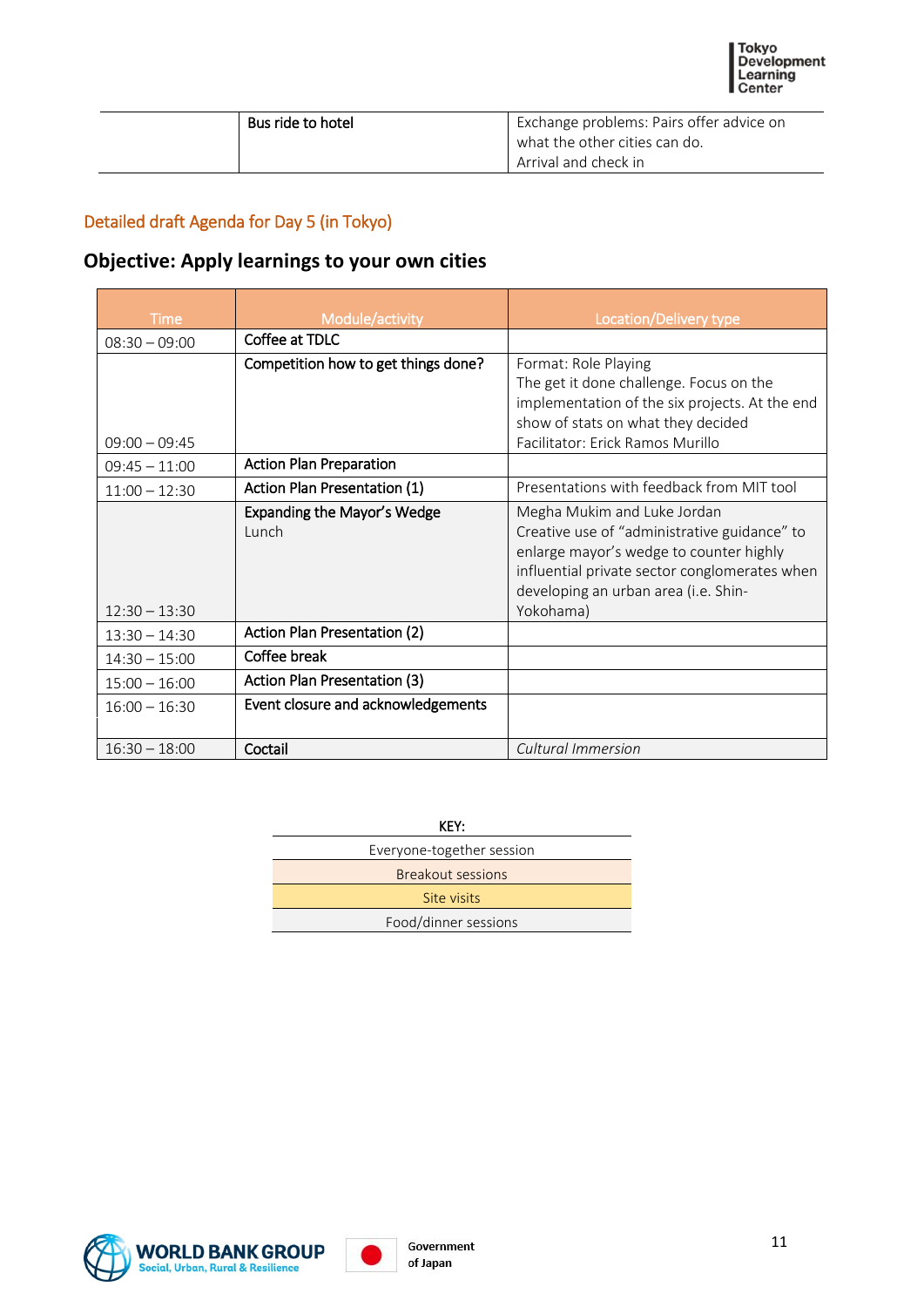| | | |
|---|---|---|
| | Bus ride to hotel | Exchange problems: Pairs offer advice on what the other cities can do.<br>Arrival and check in |

## Detailed draft Agenda for Day 5 (in Tokyo)

# Objective: Apply learnings to your own cities

| Time | Module/activity | Location/Delivery type |
|---|---|---|
| 08:30 – 09:00 | Coffee at TDLC | |
| 09:00 – 09:45 | Competition how to get things done? | Format: Role Playing<br>The get it done challenge. Focus on the implementation of the six projects. At the end show of stats on what they decided<br>Facilitator: Erick Ramos Murillo |
| 09:45 – 11:00 | Action Plan Preparation | |
| 11:00 – 12:30 | Action Plan Presentation (1) | Presentations with feedback from MIT tool |
| 12:30 – 13:30 | Expanding the Mayor's Wedge<br>Lunch | Megha Mukim and Luke Jordan<br>Creative use of "administrative guidance" to enlarge mayor's wedge to counter highly influential private sector conglomerates when developing an urban area (i.e. Shin-Yokohama) |
| 13:30 – 14:30 | Action Plan Presentation (2) | |
| 14:30 – 15:00 | Coffee break | |
| 15:00 – 16:00 | Action Plan Presentation (3) | |
| 16:00 – 16:30 | Event closure and acknowledgements | |
| 16:30 – 18:00 | Coctail | *Cultural Immersion* |

| KEY: |
|---|
| Everyone-together session |
| Breakout sessions |
| Site visits |
| Food/dinner sessions |